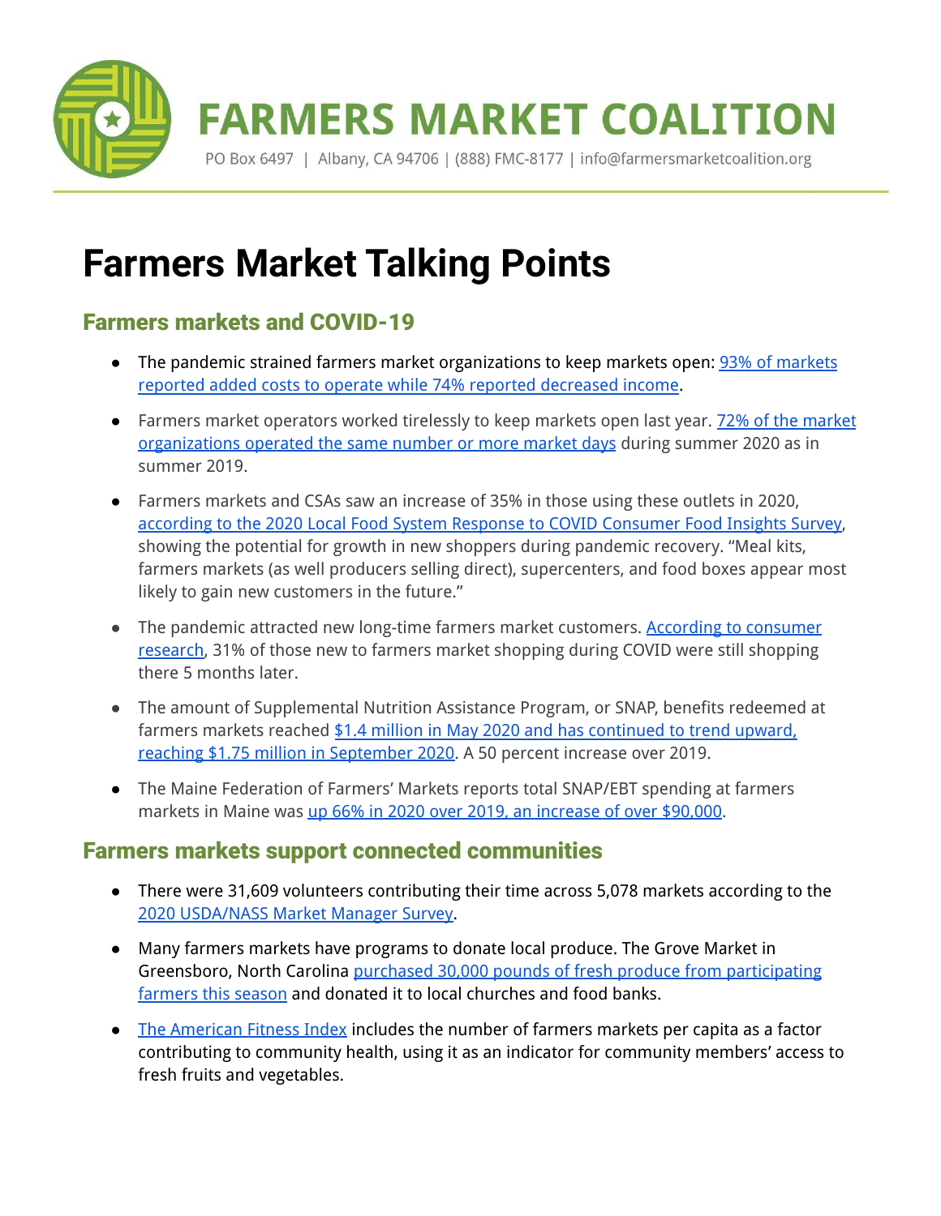# FARMERS MARKET COALITION

PO Box 6497 | Albany, CA 94706 | (888) FMC-8177 | info@farmersmarketcoalition.org

# Farmers Market Talking Points

## Farmers markets and COVID-19

- The pandemic strained farmers market organizations to keep markets open: 93% of markets reported added costs to operate while 74% reported decreased income.
- Farmers market operators worked tirelessly to keep markets open last year. 72% of the market organizations operated the same number or more market days during summer 2020 as in summer 2019.
- Farmers markets and CSAs saw an increase of 35% in those using these outlets in 2020, according to the 2020 Local Food System Response to COVID Consumer Food Insights Survey, showing the potential for growth in new shoppers during pandemic recovery. "Meal kits, farmers markets (as well producers selling direct), supercenters, and food boxes appear most likely to gain new customers in the future."
- The pandemic attracted new long-time farmers market customers. According to consumer research, 31% of those new to farmers market shopping during COVID were still shopping there 5 months later.
- The amount of Supplemental Nutrition Assistance Program, or SNAP, benefits redeemed at farmers markets reached $1.4 million in May 2020 and has continued to trend upward, reaching $1.75 million in September 2020. A 50 percent increase over 2019.
- The Maine Federation of Farmers' Markets reports total SNAP/EBT spending at farmers markets in Maine was up 66% in 2020 over 2019, an increase of over $90,000.

## Farmers markets support connected communities

- There were 31,609 volunteers contributing their time across 5,078 markets according to the 2020 USDA/NASS Market Manager Survey.
- Many farmers markets have programs to donate local produce. The Grove Market in Greensboro, North Carolina purchased 30,000 pounds of fresh produce from participating farmers this season and donated it to local churches and food banks.
- The American Fitness Index includes the number of farmers markets per capita as a factor contributing to community health, using it as an indicator for community members' access to fresh fruits and vegetables.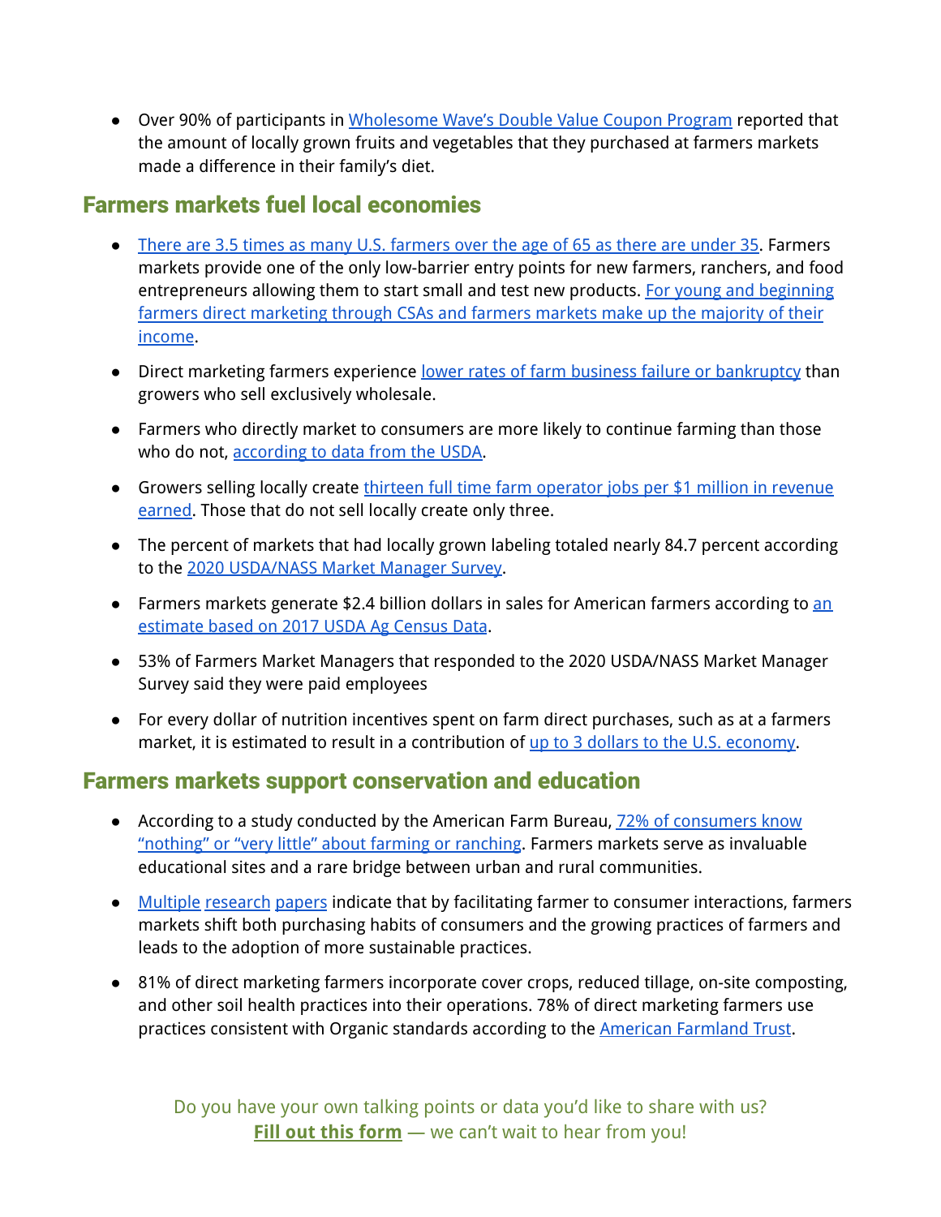- Over 90% of participants in Wholesome Wave's Double Value Coupon Program reported that the amount of locally grown fruits and vegetables that they purchased at farmers markets made a difference in their family's diet.

## Farmers markets fuel local economies

- There are 3.5 times as many U.S. farmers over the age of 65 as there are under 35. Farmers markets provide one of the only low-barrier entry points for new farmers, ranchers, and food entrepreneurs allowing them to start small and test new products. For young and beginning farmers direct marketing through CSAs and farmers markets make up the majority of their income.
- Direct marketing farmers experience lower rates of farm business failure or bankruptcy than growers who sell exclusively wholesale.
- Farmers who directly market to consumers are more likely to continue farming than those who do not, according to data from the USDA.
- Growers selling locally create thirteen full time farm operator jobs per $1 million in revenue earned. Those that do not sell locally create only three.
- The percent of markets that had locally grown labeling totaled nearly 84.7 percent according to the 2020 USDA/NASS Market Manager Survey.
- Farmers markets generate $2.4 billion dollars in sales for American farmers according to an estimate based on 2017 USDA Ag Census Data.
- 53% of Farmers Market Managers that responded to the 2020 USDA/NASS Market Manager Survey said they were paid employees
- For every dollar of nutrition incentives spent on farm direct purchases, such as at a farmers market, it is estimated to result in a contribution of up to 3 dollars to the U.S. economy.

## Farmers markets support conservation and education

- According to a study conducted by the American Farm Bureau, 72% of consumers know "nothing" or "very little" about farming or ranching. Farmers markets serve as invaluable educational sites and a rare bridge between urban and rural communities.
- Multiple research papers indicate that by facilitating farmer to consumer interactions, farmers markets shift both purchasing habits of consumers and the growing practices of farmers and leads to the adoption of more sustainable practices.
- 81% of direct marketing farmers incorporate cover crops, reduced tillage, on-site composting, and other soil health practices into their operations. 78% of direct marketing farmers use practices consistent with Organic standards according to the American Farmland Trust.

Do you have your own talking points or data you'd like to share with us?
**Fill out this form** — we can't wait to hear from you!